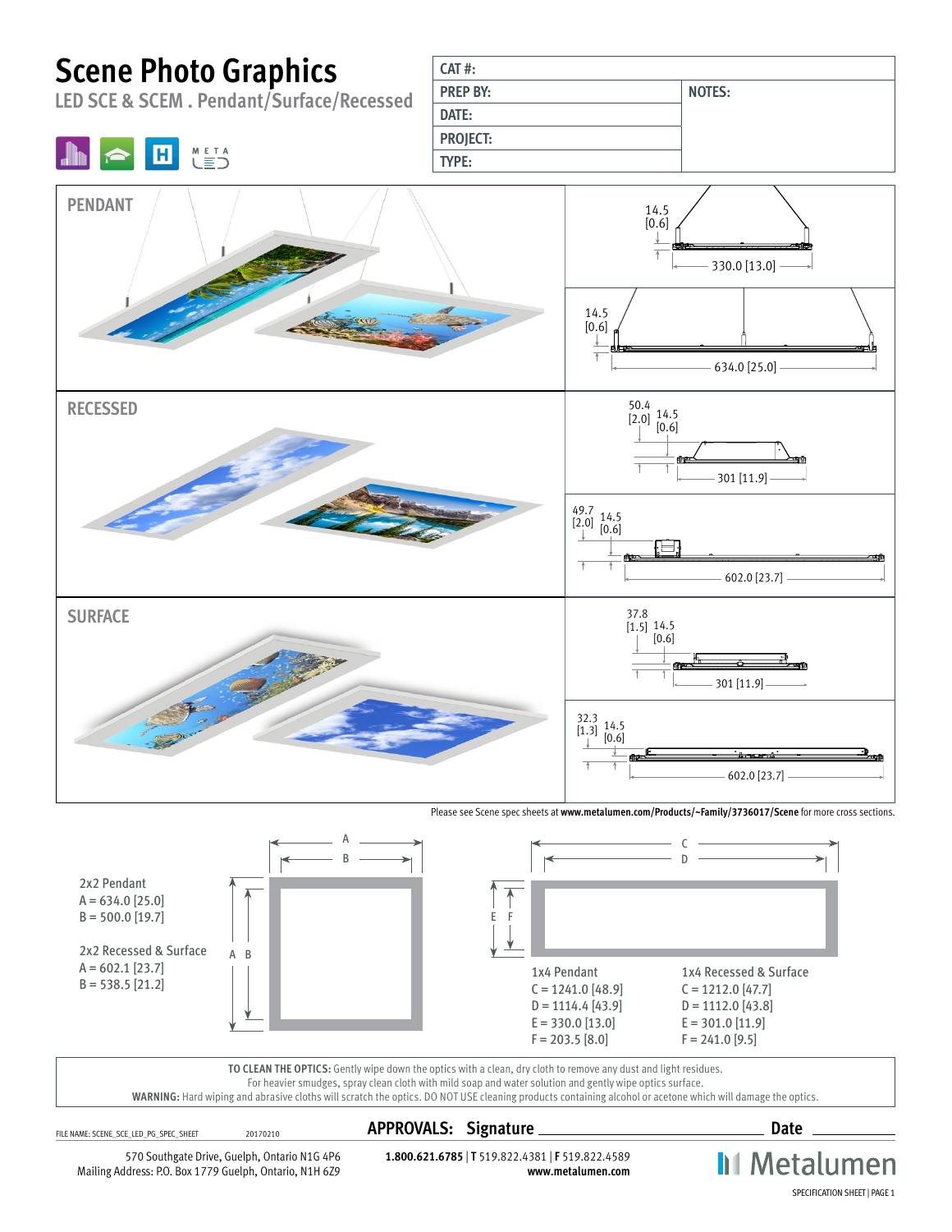# Scene Photo Graphics

## LED SCE & SCEM . Pendant/Surface/Recessed

| CAT #: | |
|---|---|
| PREP BY: | NOTES: |
| DATE: | |
| PROJECT: | |
| TYPE: | |

### PENDANT

14.5 [0.6]

330.0 [13.0]

14.5 [0.6]

634.0 [25.0]

### RECESSED

50.4 [2.0] 14.5 [0.6]

301 [11.9]

49.7 [2.0] 14.5 [0.6]

602.0 [23.7]

### SURFACE

37.8 [1.5] 14.5 [0.6]

301 [11.9]

32.3 [1.3] 14.5 [0.6]

602.0 [23.7]

Please see Scene spec sheets at **www.metalumen.com/Products/~Family/3736017/Scene** for more cross sections.

2x2 Pendant
A = 634.0 [25.0]
B = 500.0 [19.7]

2x2 Recessed & Surface
A = 602.1 [23.7]
B = 538.5 [21.2]

| 1x4 Pendant | 1x4 Recessed & Surface |
|---|---|
| C = 1241.0 [48.9] | C = 1212.0 [47.7] |
| D = 1114.4 [43.9] | D = 1112.0 [43.8] |
| E = 330.0 [13.0] | E = 301.0 [11.9] |
| F = 203.5 [8.0] | F = 241.0 [9.5] |

**TO CLEAN THE OPTICS:** Gently wipe down the optics with a clean, dry cloth to remove any dust and light residues. For heavier smudges, spray clean cloth with mild soap and water solution and gently wipe optics surface.
**WARNING:** Hard wiping and abrasive cloths will scratch the optics. DO NOT USE cleaning products containing alcohol or acetone which will damage the optics.

FILE NAME: SCENE_SCE_LED_PG_SPEC_SHEET 20170210

**APPROVALS: Signature** ______________________ **Date** __________

570 Southgate Drive, Guelph, Ontario N1G 4P6
Mailing Address: P.O. Box 1779 Guelph, Ontario, N1H 6Z9

**1.800.621.6785** | **T** 519.822.4381 | **F** 519.822.4589
**www.metalumen.com**

Metalumen

SPECIFICATION SHEET | PAGE 1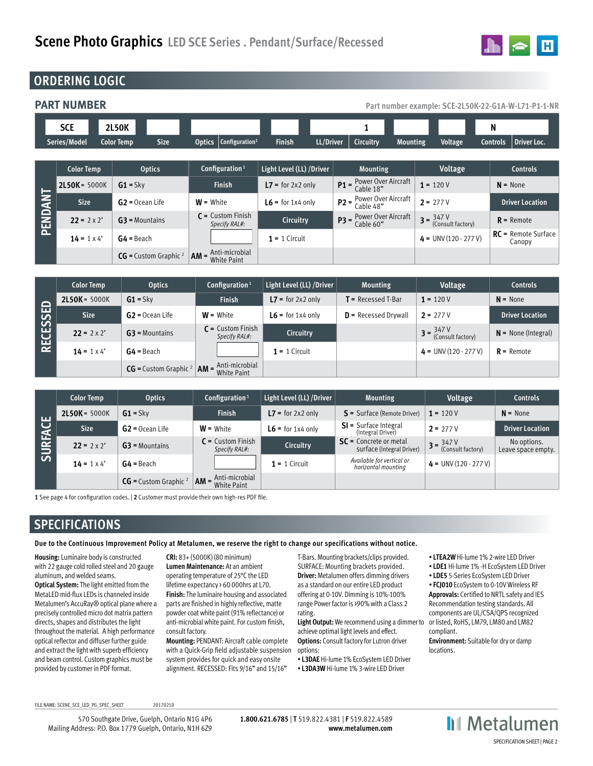# Scene Photo Graphics LED SCE Series . Pendant/Surface/Recessed

## ORDERING LOGIC

### PART NUMBER

Part number example: SCE-2L50K-22-G1A-W-L71-P1-1-NR

| SCE | 2L50K | | | | | | 1 | | | N | |
|---|---|---|---|---|---|---|---|---|---|---|---|
| Series/Model | Color Temp | Size | Optics | Configuration[1] | Finish | LL/Driver | Circuitry | Mounting | Voltage | Controls | Driver Loc. |

**PENDANT**

| Color Temp | Optics | Configuration[1] | Light Level (LL) /Driver | Mounting | Voltage | Controls |
|---|---|---|---|---|---|---|
| **2L50K** = 5000K | **G1** = Sky | **Finish** | **L7** = for 2x2 only | **P1** = Power Over Aircraft Cable 18" | **1** = 120 V | **N** = None |
| **Size** | **G2** = Ocean Life | **W** = White | **L6** = for 1x4 only | **P2** = Power Over Aircraft Cable 48" | **2** = 277 V | **Driver Location** |
| **22** = 2 x 2' | **G3** = Mountains | **C** = Custom Finish *Specify RAL#:* | **Circuitry** | **P3** = Power Over Aircraft Cable 60" | **3** = 347 V (Consult factory) | **R** = Remote |
| **14** = 1 x 4' | **G4** = Beach | | **1** = 1 Circuit | | **4** = UNV (120 - 277 V) | **RC** = Remote Surface Canopy |
| | **CG** = Custom Graphic [2] | **AM** = Anti-microbial White Paint | | | | |

**RECESSED**

| Color Temp | Optics | Configuration[1] | Light Level (LL) /Driver | Mounting | Voltage | Controls |
|---|---|---|---|---|---|---|
| **2L50K** = 5000K | **G1** = Sky | **Finish** | **L7** = for 2x2 only | **T** = Recessed T-Bar | **1** = 120 V | **N** = None |
| **Size** | **G2** = Ocean Life | **W** = White | **L6** = for 1x4 only | **D** = Recessed Drywall | **2** = 277 V | **Driver Location** |
| **22** = 2 x 2' | **G3** = Mountains | **C** = Custom Finish *Specify RAL#:* | **Circuitry** | | **3** = 347 V (Consult factory) | **N** = None (Integral) |
| **14** = 1 x 4' | **G4** = Beach | | **1** = 1 Circuit | | **4** = UNV (120 - 277 V) | **R** = Remote |
| | **CG** = Custom Graphic [2] | **AM** = Anti-microbial White Paint | | | | |

**SURFACE**

| Color Temp | Optics | Configuration[1] | Light Level (LL) /Driver | Mounting | Voltage | Controls |
|---|---|---|---|---|---|---|
| **2L50K** = 5000K | **G1** = Sky | **Finish** | **L7** = for 2x2 only | **S** = Surface (Remote Driver) | **1** = 120 V | **N** = None |
| **Size** | **G2** = Ocean Life | **W** = White | **L6** = for 1x4 only | **SI** = Surface Integral (Integral Driver) | **2** = 277 V | **Driver Location** |
| **22** = 2 x 2' | **G3** = Mountains | **C** = Custom Finish *Specify RAL#:* | **Circuitry** | **SC** = Concrete or metal surface (Integral Driver) | **3** = 347 V (Consult factory) | No options. Leave space empty. |
| **14** = 1 x 4' | **G4** = Beach | | **1** = 1 Circuit | *Available for vertical or horizontal mounting* | **4** = UNV (120 - 277 V) | |
| | **CG** = Custom Graphic [2] | **AM** = Anti-microbial White Paint | | | | |

**1** See page 4 for configuration codes. | **2** Customer must provide their own high-res PDF file.

## SPECIFICATIONS

**Due to the Continuous Improvement Policy at Metalumen, we reserve the right to change our specifications without notice.**

**Housing:** Luminaire body is constructed with 22 gauge cold rolled steel and 20 gauge aluminum, and welded seams.

**Optical System:** The light emitted from the MetaLED mid-flux LEDs is channeled inside Metalumen's AccuRay® optical plane where a precisely controlled micro dot matrix pattern directs, shapes and distributes the light throughout the material. A high performance optical reflector and diffuser further guide and extract the light with superb efficiency and beam control. Custom graphics must be provided by customer in PDF format.

**CRI:** 83+ (5000K) (80 minimum)

**Lumen Maintenance:** At an ambient operating temperature of 25°C the LED lifetime expectancy › 60 000hrs at L70.

**Finish:** The luminaire housing and associated parts are finished in highly reflective, matte powder coat white paint (91% reflectance) or anti-microbial white paint. For custom finish, consult factory.

**Mounting:** PENDANT: Aircraft cable complete with a Quick-Grip field adjustable suspension system provides for quick and easy onsite alignment. RECESSED: Fits 9/16" and 15/16" T-Bars. Mounting brackets/clips provided. SURFACE: Mounting brackets provided.

**Driver:** Metalumen offers dimming drivers as a standard on our entire LED product offering at 0-10V. Dimming is 10%-100% range Power factor is ›90% with a Class 2 rating.

**Light Output:** We recommend using a dimmer to achieve optimal light levels and effect.

**Options:** Consult factory for Lutron driver options:

- **L3DAE** Hi-lume 1% EcoSystem LED Driver
- **L3DA3W** Hi-lume 1% 3-wire LED Driver
- **LTEA2W** Hi-lume 1% 2-wire LED Driver
- **LDE1** Hi-lume 1% -H EcoSystem LED Driver
- **LDE5** 5-Series EcoSystem LED Driver
- **FCJ010** EcoSystem to 0-10V Wireless RF

**Approvals:** Certified to NRTL safety and IES Recommendation testing standards. All components are UL/CSA/QPS recognized or listed, RoHS, LM79, LM80 and LM82 compliant.

**Environment:** Suitable for dry or damp locations.

FILE NAME: SCENE_SCE_LED_PG_SPEC_SHEET 20170210

570 Southgate Drive, Guelph, Ontario N1G 4P6
Mailing Address: P.O. Box 1779 Guelph, Ontario, N1H 6Z9

**1.800.621.6785** | **T** 519.822.4381 | **F** 519.822.4589
**www.metalumen.com**

Metalumen
SPECIFICATION SHEET | PAGE 2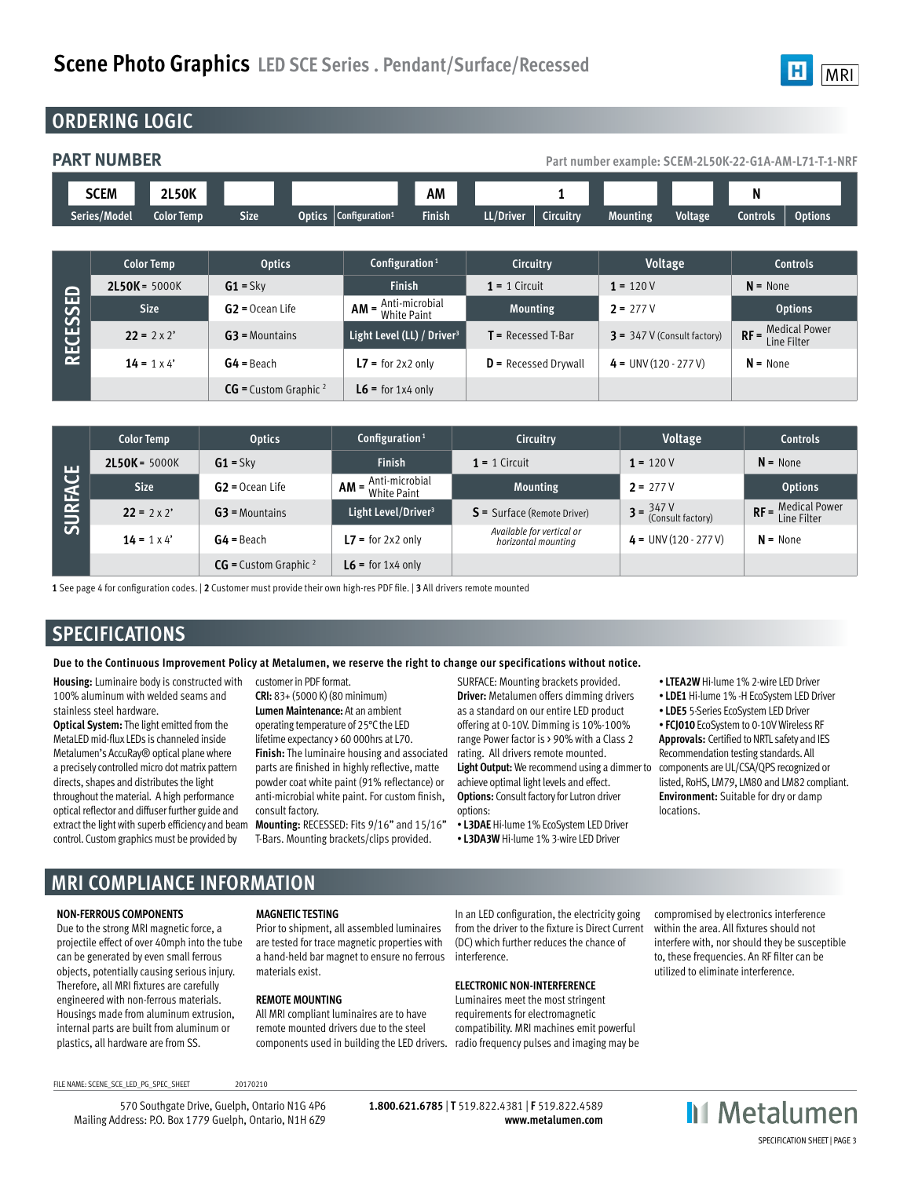# Scene Photo Graphics LED SCE Series . Pendant/Surface/Recessed

## ORDERING LOGIC

### PART NUMBER

Part number example: SCEM-2L50K-22-G1A-AM-L71-T-1-NRF

| SCEM | 2L50K | | | | AM | | 1 | | | N | |
|---|---|---|---|---|---|---|---|---|---|---|---|
| Series/Model | Color Temp | Size | Optics | Configuration[1] | Finish | LL/Driver | Circuitry | Mounting | Voltage | Controls | Options |

**RECESSED**

| Color Temp | Optics | Configuration[1] | Circuitry | Voltage | Controls |
|---|---|---|---|---|---|
| **2L50K** = 5000K | **G1** = Sky | **Finish** | **1** = 1 Circuit | **1** = 120 V | **N** = None |
| **Size** | **G2** = Ocean Life | **AM** = Anti-microbial White Paint | **Mounting** | **2** = 277 V | **Options** |
| **22** = 2 x 2' | **G3** = Mountains | **Light Level (LL) / Driver**[3] | **T** = Recessed T-Bar | **3** = 347 V (Consult factory) | **RF** = Medical Power Line Filter |
| **14** = 1 x 4' | **G4** = Beach | **L7** = for 2x2 only | **D** = Recessed Drywall | **4** = UNV (120 - 277 V) | **N** = None |
| | **CG** = Custom Graphic[2] | **L6** = for 1x4 only | | | |

**SURFACE**

| Color Temp | Optics | Configuration[1] | Circuitry | Voltage | Controls |
|---|---|---|---|---|---|
| **2L50K** = 5000K | **G1** = Sky | **Finish** | **1** = 1 Circuit | **1** = 120 V | **N** = None |
| **Size** | **G2** = Ocean Life | **AM** = Anti-microbial White Paint | **Mounting** | **2** = 277 V | **Options** |
| **22** = 2 x 2' | **G3** = Mountains | **Light Level/Driver**[3] | **S** = Surface (Remote Driver) | **3** = 347 V (Consult factory) | **RF** = Medical Power Line Filter |
| **14** = 1 x 4' | **G4** = Beach | **L7** = for 2x2 only | *Available for vertical or horizontal mounting* | **4** = UNV (120 - 277 V) | **N** = None |
| | **CG** = Custom Graphic[2] | **L6** = for 1x4 only | | | |

**1** See page 4 for configuration codes. | **2** Customer must provide their own high-res PDF file. | **3** All drivers remote mounted

## SPECIFICATIONS

**Due to the Continuous Improvement Policy at Metalumen, we reserve the right to change our specifications without notice.**

**Housing:** Luminaire body is constructed with 100% aluminum with welded seams and stainless steel hardware.
**Optical System:** The light emitted from the MetaLED mid-flux LEDs is channeled inside Metalumen's AccuRay® optical plane where a precisely controlled micro dot matrix pattern directs, shapes and distributes the light throughout the material. A high performance optical reflector and diffuser further guide and extract the light with superb efficiency and beam control. Custom graphics must be provided by customer in PDF format.
**CRI:** 83+ (5000 K) (80 minimum)
**Lumen Maintenance:** At an ambient operating temperature of 25°C the LED lifetime expectancy › 60 000hrs at L70.
**Finish:** The luminaire housing and associated parts are finished in highly reflective, matte powder coat white paint (91% reflectance) or anti-microbial white paint. For custom finish, consult factory.
**Mounting:** RECESSED: Fits 9/16" and 15/16" T-Bars. Mounting brackets/clips provided.
SURFACE: Mounting brackets provided.
**Driver:** Metalumen offers dimming drivers as a standard on our entire LED product offering at 0-10V. Dimming is 10%-100% range Power factor is › 90% with a Class 2 rating. All drivers remote mounted.
**Light Output:** We recommend using a dimmer to achieve optimal light levels and effect.
**Options:** Consult factory for Lutron driver options:
- **L3DAE** Hi-lume 1% EcoSystem LED Driver
- **L3DA3W** Hi-lume 1% 3-wire LED Driver
- **LTEA2W** Hi-lume 1% 2-wire LED Driver
- **LDE1** Hi-lume 1% -H EcoSystem LED Driver
- **LDE5** 5-Series EcoSystem LED Driver
- **FCJ010** EcoSystem to 0-10V Wireless RF

**Approvals:** Certified to NRTL safety and IES Recommendation testing standards. All components are UL/CSA/QPS recognized or listed, RoHS, LM79, LM80 and LM82 compliant.
**Environment:** Suitable for dry or damp locations.

## MRI COMPLIANCE INFORMATION

**NON-FERROUS COMPONENTS**

Due to the strong MRI magnetic force, a projectile effect of over 40mph into the tube can be generated by even small ferrous objects, potentially causing serious injury. Therefore, all MRI fixtures are carefully engineered with non-ferrous materials. Housings made from aluminum extrusion, internal parts are built from aluminum or plastics, all hardware are from SS.

**MAGNETIC TESTING**

Prior to shipment, all assembled luminaires are tested for trace magnetic properties with a hand-held bar magnet to ensure no ferrous materials exist.

**REMOTE MOUNTING**

All MRI compliant luminaires are to have remote mounted drivers due to the steel components used in building the LED drivers. In an LED configuration, the electricity going from the driver to the fixture is Direct Current (DC) which further reduces the chance of interference.

**ELECTRONIC NON-INTERFERENCE**

Luminaires meet the most stringent requirements for electromagnetic compatibility. MRI machines emit powerful radio frequency pulses and imaging may be compromised by electronics interference within the area. All fixtures should not interfere with, nor should they be susceptible to, these frequencies. An RF filter can be utilized to eliminate interference.

FILE NAME: SCENE_SCE_LED_PG_SPEC_SHEET 20170210

570 Southgate Drive, Guelph, Ontario N1G 4P6
Mailing Address: P.O. Box 1779 Guelph, Ontario, N1H 6Z9

**1.800.621.6785** | **T** 519.822.4381 | **F** 519.822.4589
**www.metalumen.com**

Metalumen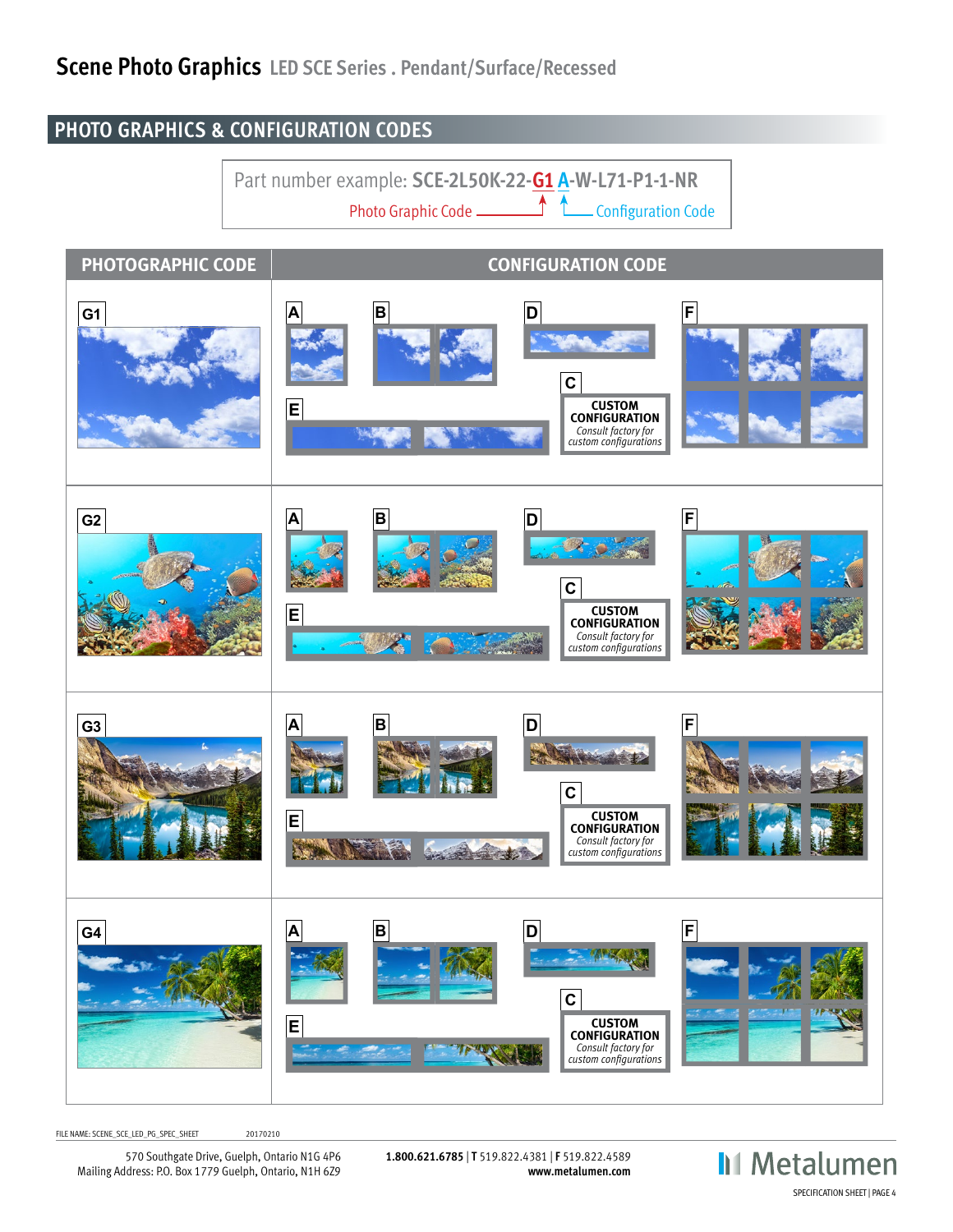# Scene Photo Graphics LED SCE Series . Pendant/Surface/Recessed

## PHOTO GRAPHICS & CONFIGURATION CODES

Part number example: **SCE-2L50K-22-G1 A-W-L71-P1-1-NR**

Photo Graphic Code (G1) — Configuration Code (A)

| PHOTOGRAPHIC CODE | CONFIGURATION CODE |
|---|---|
| G1 | A, B, C, D, E, F — C: **CUSTOM CONFIGURATION** *Consult factory for custom configurations* |
| G2 | A, B, C, D, E, F — C: **CUSTOM CONFIGURATION** *Consult factory for custom configurations* |
| G3 | A, B, C, D, E, F — C: **CUSTOM CONFIGURATION** *Consult factory for custom configurations* |
| G4 | A, B, C, D, E, F — C: **CUSTOM CONFIGURATION** *Consult factory for custom configurations* |

FILE NAME: SCENE_SCE_LED_PG_SPEC_SHEET 20170210

570 Southgate Drive, Guelph, Ontario N1G 4P6
Mailing Address: P.O. Box 1779 Guelph, Ontario, N1H 6Z9

**1.800.621.6785** | **T** 519.822.4381 | **F** 519.822.4589
**www.metalumen.com**

Metalumen